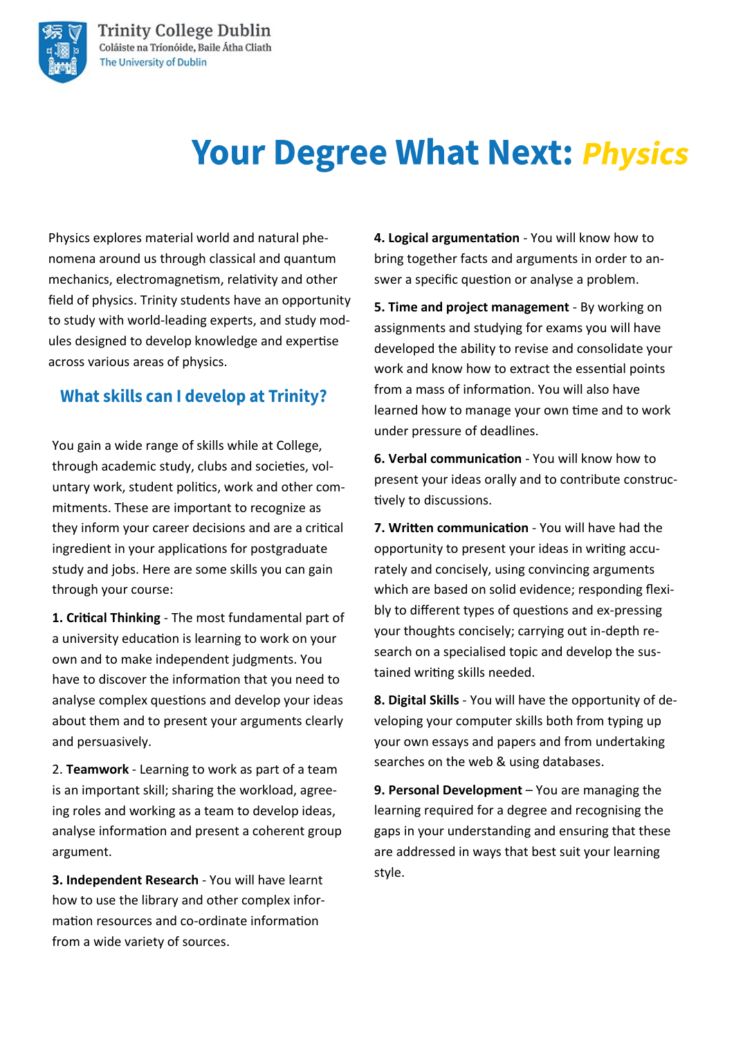Trinity College Dublin
Coláiste na Tríonóide, Baile Átha Cliath
The University of Dublin

# Your Degree What Next: *Physics*

Physics explores material world and natural phenomena around us through classical and quantum mechanics, electromagnetism, relativity and other field of physics. Trinity students have an opportunity to study with world-leading experts, and study modules designed to develop knowledge and expertise across various areas of physics.

## What skills can I develop at Trinity?

You gain a wide range of skills while at College, through academic study, clubs and societies, voluntary work, student politics, work and other commitments. These are important to recognize as they inform your career decisions and are a critical ingredient in your applications for postgraduate study and jobs. Here are some skills you can gain through your course:

**1. Critical Thinking** - The most fundamental part of a university education is learning to work on your own and to make independent judgments. You have to discover the information that you need to analyse complex questions and develop your ideas about them and to present your arguments clearly and persuasively.

2. **Teamwork** - Learning to work as part of a team is an important skill; sharing the workload, agreeing roles and working as a team to develop ideas, analyse information and present a coherent group argument.

**3. Independent Research** - You will have learnt how to use the library and other complex information resources and co-ordinate information from a wide variety of sources.

**4. Logical argumentation** - You will know how to bring together facts and arguments in order to answer a specific question or analyse a problem.

**5. Time and project management** - By working on assignments and studying for exams you will have developed the ability to revise and consolidate your work and know how to extract the essential points from a mass of information. You will also have learned how to manage your own time and to work under pressure of deadlines.

**6. Verbal communication** - You will know how to present your ideas orally and to contribute constructively to discussions.

**7. Written communication** - You will have had the opportunity to present your ideas in writing accurately and concisely, using convincing arguments which are based on solid evidence; responding flexibly to different types of questions and ex-pressing your thoughts concisely; carrying out in-depth research on a specialised topic and develop the sustained writing skills needed.

**8. Digital Skills** - You will have the opportunity of developing your computer skills both from typing up your own essays and papers and from undertaking searches on the web & using databases.

**9. Personal Development** – You are managing the learning required for a degree and recognising the gaps in your understanding and ensuring that these are addressed in ways that best suit your learning style.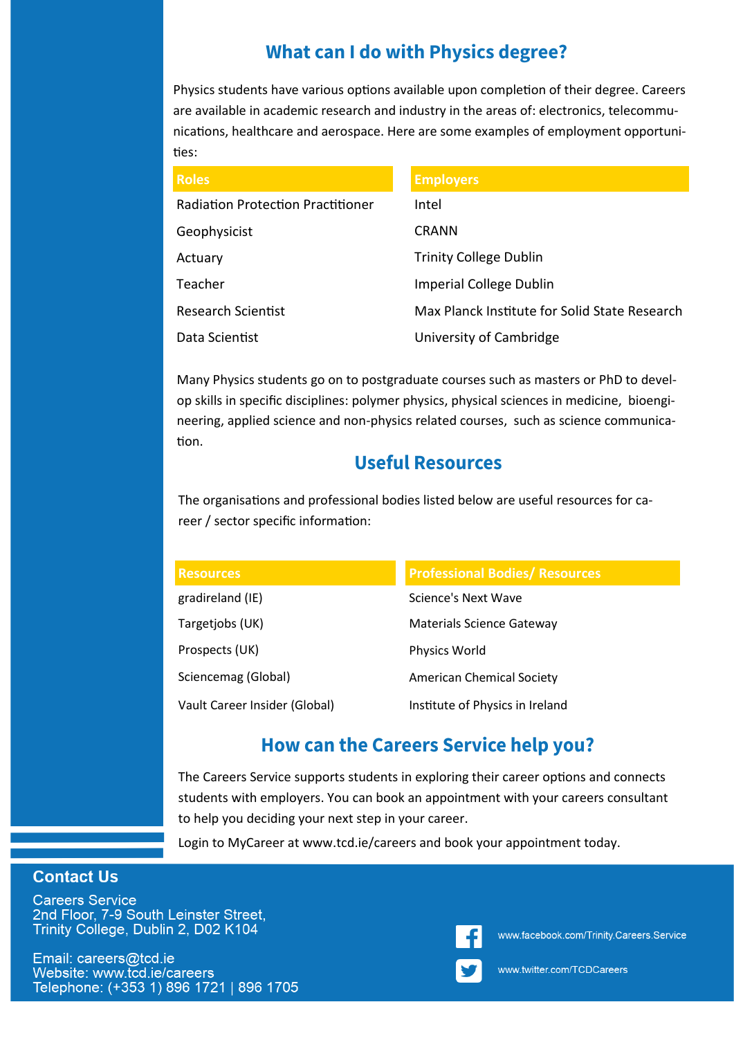## What can I do with Physics degree?

Physics students have various options available upon completion of their degree. Careers are available in academic research and industry in the areas of: electronics, telecommunications, healthcare and aerospace. Here are some examples of employment opportunities:

| Roles | Employers |
| --- | --- |
| Radiation Protection Practitioner | Intel |
| Geophysicist | CRANN |
| Actuary | Trinity College Dublin |
| Teacher | Imperial College Dublin |
| Research Scientist | Max Planck Institute for Solid State Research |
| Data Scientist | University of Cambridge |

Many Physics students go on to postgraduate courses such as masters or PhD to develop skills in specific disciplines: polymer physics, physical sciences in medicine, bioengineering, applied science and non-physics related courses, such as science communication.

## Useful Resources

The organisations and professional bodies listed below are useful resources for career / sector specific information:

| Resources | Professional Bodies/ Resources |
| --- | --- |
| gradireland (IE) | Science's Next Wave |
| Targetjobs (UK) | Materials Science Gateway |
| Prospects (UK) | Physics World |
| Sciencemag (Global) | American Chemical Society |
| Vault Career Insider (Global) | Institute of Physics in Ireland |

## How can the Careers Service help you?

The Careers Service supports students in exploring their career options and connects students with employers. You can book an appointment with your careers consultant to help you deciding your next step in your career.

Login to MyCareer at www.tcd.ie/careers and book your appointment today.

### Contact Us

Careers Service
2nd Floor, 7-9 South Leinster Street,
Trinity College, Dublin 2, D02 K104

Email: careers@tcd.ie
Website: www.tcd.ie/careers
Telephone: (+353 1) 896 1721 | 896 1705

www.facebook.com/Trinity.Careers.Service

www.twitter.com/TCDCareers